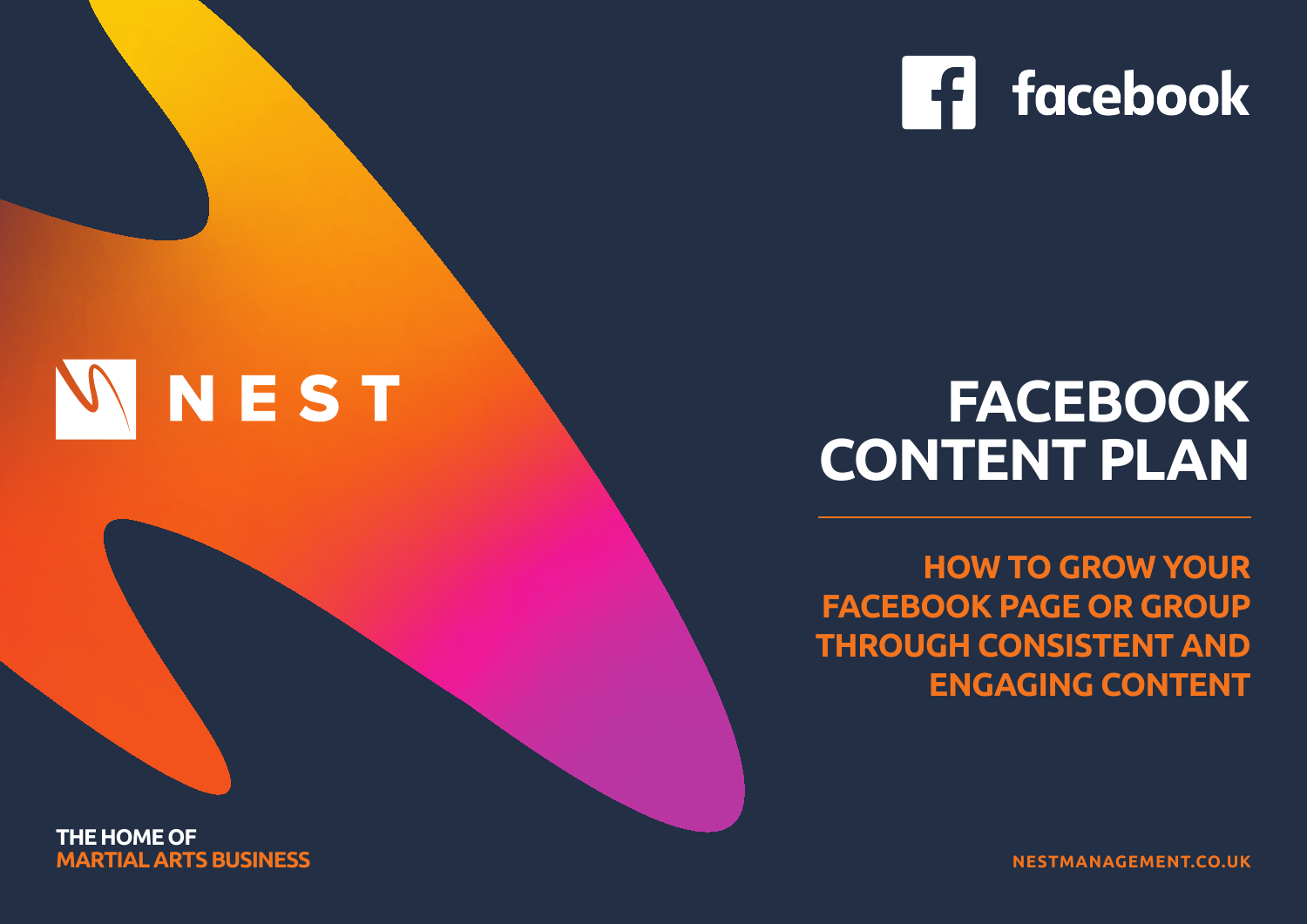NEST

facebook

# FACEBOOK CONTENT PLAN

## HOW TO GROW YOUR FACEBOOK PAGE OR GROUP THROUGH CONSISTENT AND ENGAGING CONTENT

THE HOME OF
MARTIAL ARTS BUSINESS

NESTMANAGEMENT.CO.UK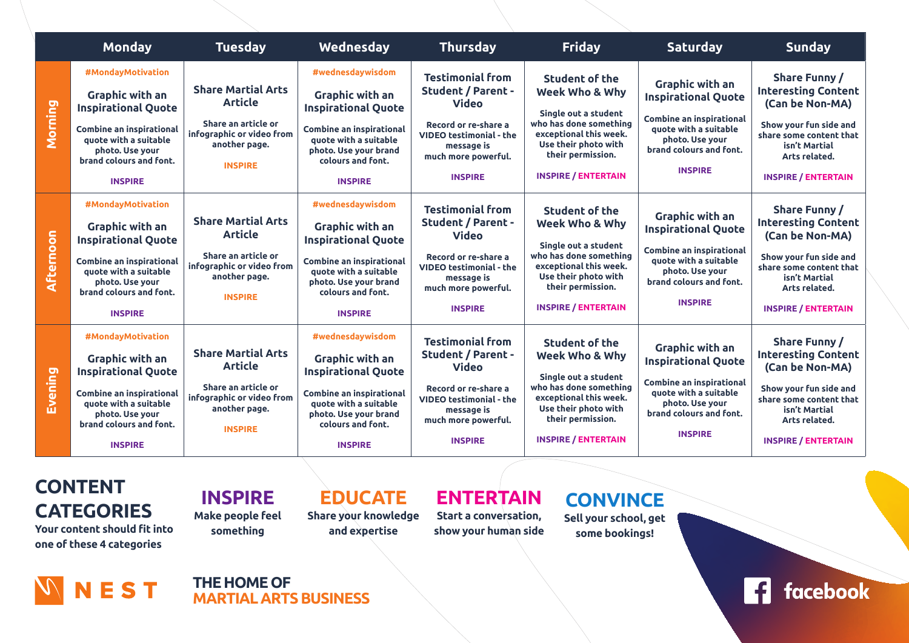| | Monday | Tuesday | Wednesday | Thursday | Friday | Saturday | Sunday |
|---|---|---|---|---|---|---|---|
| **Morning** | #MondayMotivation<br>**Graphic with an Inspirational Quote**<br>Combine an inspirational quote with a suitable photo. Use your brand colours and font.<br>INSPIRE | **Share Martial Arts Article**<br>Share an article or infographic or video from another page.<br>INSPIRE | #wednesdaywisdom<br>**Graphic with an Inspirational Quote**<br>Combine an inspirational quote with a suitable photo. Use your brand colours and font.<br>INSPIRE | **Testimonial from Student / Parent - Video**<br>Record or re-share a VIDEO testimonial - the message is much more powerful.<br>INSPIRE | **Student of the Week Who & Why**<br>Single out a student who has done something exceptional this week. Use their photo with their permission.<br>INSPIRE / ENTERTAIN | **Graphic with an Inspirational Quote**<br>Combine an inspirational quote with a suitable photo. Use your brand colours and font.<br>INSPIRE | **Share Funny / Interesting Content (Can be Non-MA)**<br>Show your fun side and share some content that isn't Martial Arts related.<br>INSPIRE / ENTERTAIN |
| **Afternoon** | #MondayMotivation<br>**Graphic with an Inspirational Quote**<br>Combine an inspirational quote with a suitable photo. Use your brand colours and font.<br>INSPIRE | **Share Martial Arts Article**<br>Share an article or infographic or video from another page.<br>INSPIRE | #wednesdaywisdom<br>**Graphic with an Inspirational Quote**<br>Combine an inspirational quote with a suitable photo. Use your brand colours and font.<br>INSPIRE | **Testimonial from Student / Parent - Video**<br>Record or re-share a VIDEO testimonial - the message is much more powerful.<br>INSPIRE | **Student of the Week Who & Why**<br>Single out a student who has done something exceptional this week. Use their photo with their permission.<br>INSPIRE / ENTERTAIN | **Graphic with an Inspirational Quote**<br>Combine an inspirational quote with a suitable photo. Use your brand colours and font.<br>INSPIRE | **Share Funny / Interesting Content (Can be Non-MA)**<br>Show your fun side and share some content that isn't Martial Arts related.<br>INSPIRE / ENTERTAIN |
| **Evening** | #MondayMotivation<br>**Graphic with an Inspirational Quote**<br>Combine an inspirational quote with a suitable photo. Use your brand colours and font.<br>INSPIRE | **Share Martial Arts Article**<br>Share an article or infographic or video from another page.<br>INSPIRE | #wednesdaywisdom<br>**Graphic with an Inspirational Quote**<br>Combine an inspirational quote with a suitable photo. Use your brand colours and font.<br>INSPIRE | **Testimonial from Student / Parent - Video**<br>Record or re-share a VIDEO testimonial - the message is much more powerful.<br>INSPIRE | **Student of the Week Who & Why**<br>Single out a student who has done something exceptional this week. Use their photo with their permission.<br>INSPIRE / ENTERTAIN | **Graphic with an Inspirational Quote**<br>Combine an inspirational quote with a suitable photo. Use your brand colours and font.<br>INSPIRE | **Share Funny / Interesting Content (Can be Non-MA)**<br>Show your fun side and share some content that isn't Martial Arts related.<br>INSPIRE / ENTERTAIN |

## CONTENT CATEGORIES

Your content should fit into one of these 4 categories

**INSPIRE**
Make people feel something

**EDUCATE**
Share your knowledge and expertise

**ENTERTAIN**
Start a conversation, show your human side

**CONVINCE**
Sell your school, get some bookings!

NEST

THE HOME OF
MARTIAL ARTS BUSINESS

facebook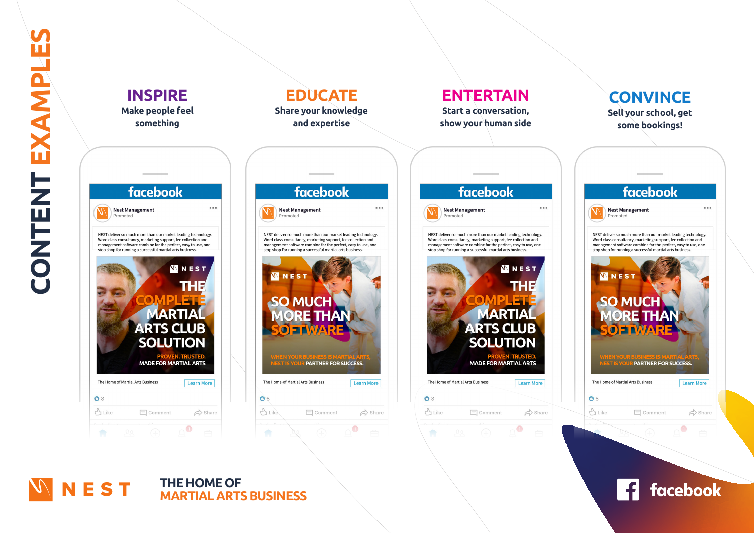# CONTENT EXAMPLES

## INSPIRE
Make people feel something

## EDUCATE
Share your knowledge and expertise

## ENTERTAIN
Start a conversation, show your human side

## CONVINCE
Sell your school, get some bookings!

facebook

Nest Management
Promoted

NEST deliver so much more than our market leading technology. Word class consultancy, marketing support, fee collection and management software combine for the perfect, easy to use, one stop shop for running a successful martial arts business.

NEST
THE COMPLETE MARTIAL ARTS CLUB SOLUTION
PROVEN. TRUSTED. MADE FOR MARTIAL ARTS

The Home of Martial Arts Business — Learn More

8

Like · Comment · Share

facebook

Nest Management
Promoted

NEST deliver so much more than our market leading technology. Word class consultancy, marketing support, fee collection and management software combine for the perfect, easy to use, one stop shop for running a successful martial arts business.

NEST
SO MUCH MORE THAN SOFTWARE
WHEN YOUR BUSINESS IS MARTIAL ARTS, NEST IS YOUR PARTNER FOR SUCCESS.

The Home of Martial Arts Business — Learn More

8

Like · Comment · Share

facebook

Nest Management
Promoted

NEST deliver so much more than our market leading technology. Word class consultancy, marketing support, fee collection and management software combine for the perfect, easy to use, one stop shop for running a successful martial arts business.

NEST
THE COMPLETE MARTIAL ARTS CLUB SOLUTION
PROVEN. TRUSTED. MADE FOR MARTIAL ARTS

The Home of Martial Arts Business — Learn More

8

Like · Comment · Share

facebook

Nest Management
Promoted

NEST deliver so much more than our market leading technology. Word class consultancy, marketing support, fee collection and management software combine for the perfect, easy to use, one stop shop for running a successful martial arts business.

NEST
SO MUCH MORE THAN SOFTWARE
WHEN YOUR BUSINESS IS MARTIAL ARTS, NEST IS YOUR PARTNER FOR SUCCESS.

The Home of Martial Arts Business — Learn More

8

Like · Comment · Share

NEST

THE HOME OF MARTIAL ARTS BUSINESS

facebook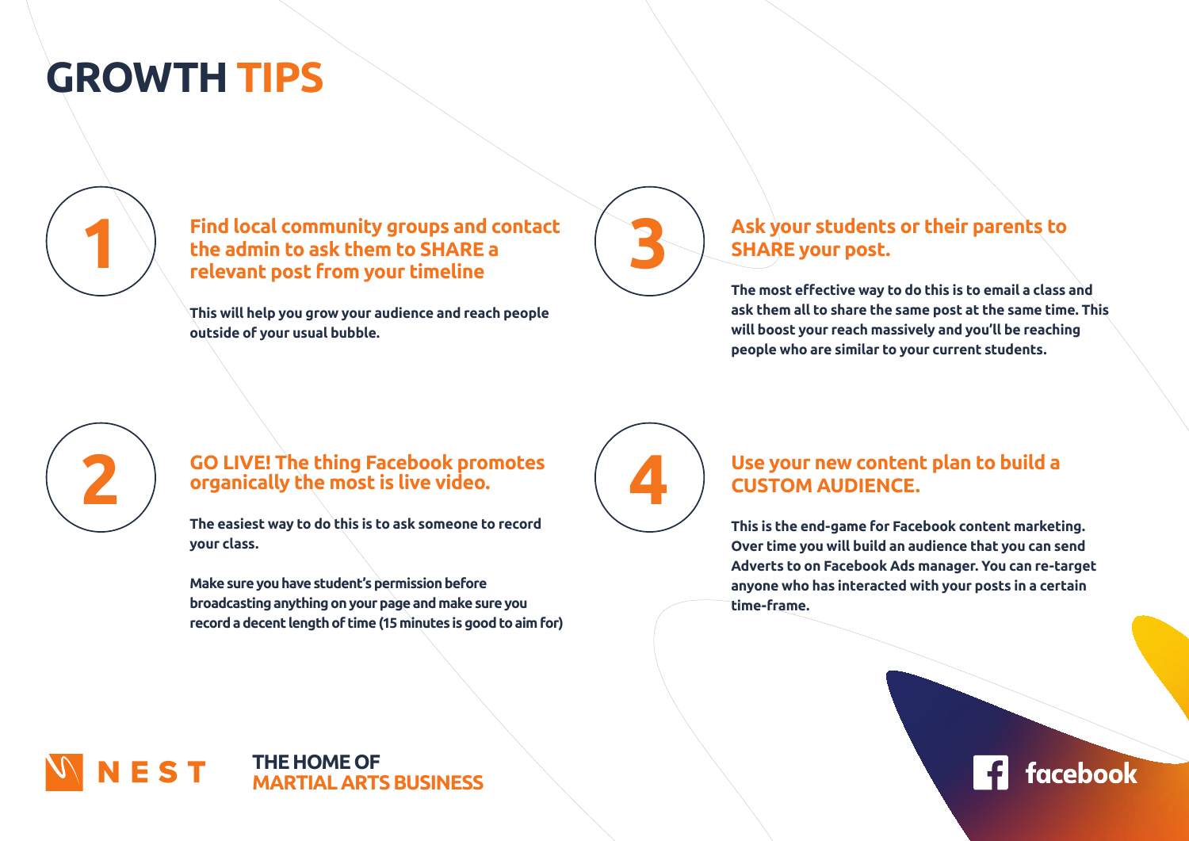# GROWTH TIPS

## 1

### Find local community groups and contact the admin to ask them to SHARE a relevant post from your timeline

**This will help you grow your audience and reach people outside of your usual bubble.**

## 2

### GO LIVE! The thing Facebook promotes organically the most is live video.

**The easiest way to do this is to ask someone to record your class.**

**Make sure you have student's permission before broadcasting anything on your page and make sure you record a decent length of time (15 minutes is good to aim for)**

## 3

### Ask your students or their parents to SHARE your post.

**The most effective way to do this is to email a class and ask them all to share the same post at the same time. This will boost your reach massively and you'll be reaching people who are similar to your current students.**

## 4

### Use your new content plan to build a CUSTOM AUDIENCE.

**This is the end-game for Facebook content marketing. Over time you will build an audience that you can send Adverts to on Facebook Ads manager. You can re-target anyone who has interacted with your posts in a certain time-frame.**

NEST

THE HOME OF MARTIAL ARTS BUSINESS

facebook